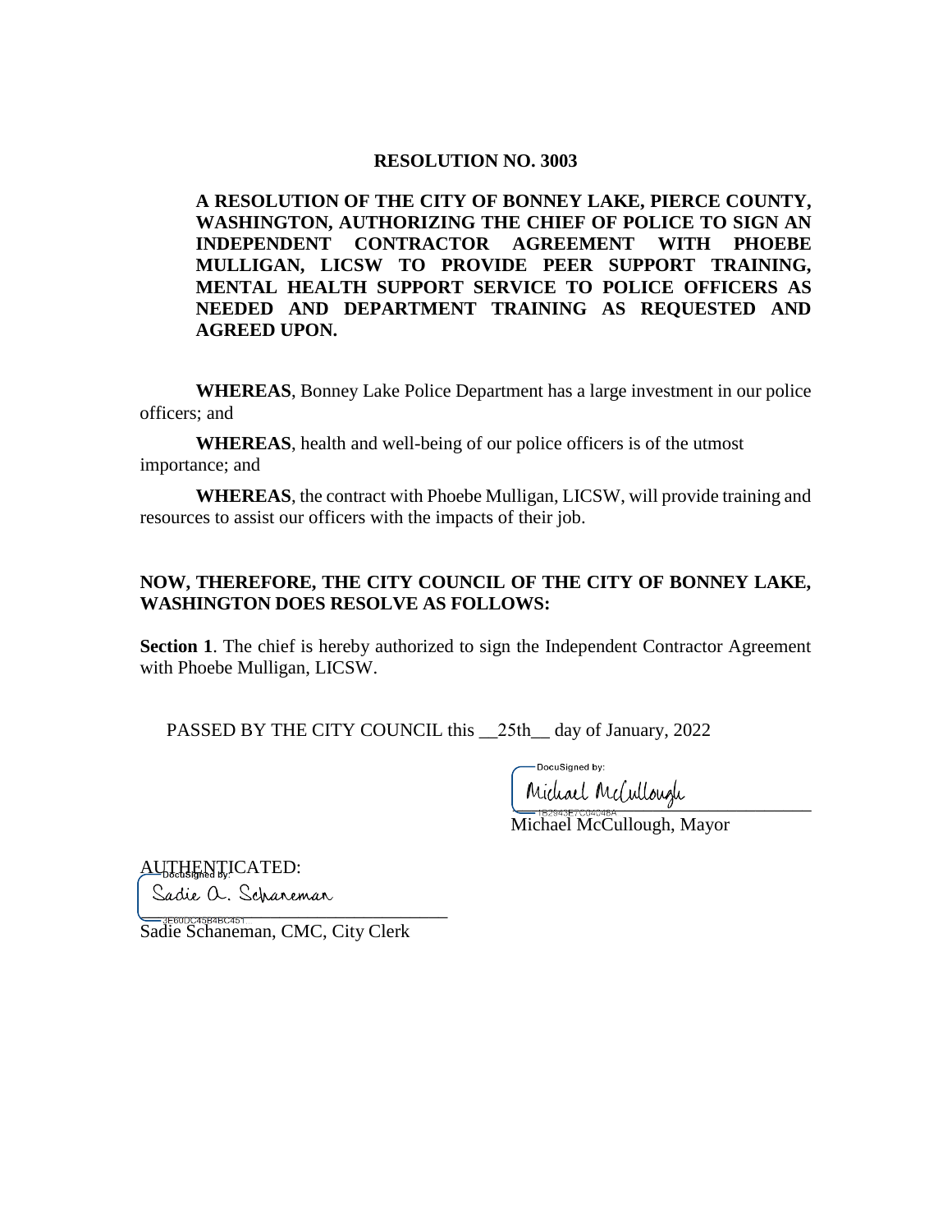# RESOLUTION NO. 3003

**A RESOLUTION OF THE CITY OF BONNEY LAKE, PIERCE COUNTY, WASHINGTON, AUTHORIZING THE CHIEF OF POLICE TO SIGN AN INDEPENDENT CONTRACTOR AGREEMENT WITH PHOEBE MULLIGAN, LICSW TO PROVIDE PEER SUPPORT TRAINING, MENTAL HEALTH SUPPORT SERVICE TO POLICE OFFICERS AS NEEDED AND DEPARTMENT TRAINING AS REQUESTED AND AGREED UPON.**

**WHEREAS**, Bonney Lake Police Department has a large investment in our police officers; and

**WHEREAS**, health and well-being of our police officers is of the utmost importance; and

**WHEREAS**, the contract with Phoebe Mulligan, LICSW, will provide training and resources to assist our officers with the impacts of their job.

**NOW, THEREFORE, THE CITY COUNCIL OF THE CITY OF BONNEY LAKE, WASHINGTON DOES RESOLVE AS FOLLOWS:**

**Section 1**. The chief is hereby authorized to sign the Independent Contractor Agreement with Phoebe Mulligan, LICSW.

PASSED BY THE CITY COUNCIL this __25th__ day of January, 2022

DocuSigned by:
Michael McCullough
1B2943E7C04048A

Michael McCullough, Mayor

AUTHENTICATED:

DocuSigned by:
Sadie A. Schaneman
3E60DC45B4BC451...

Sadie Schaneman, CMC, City Clerk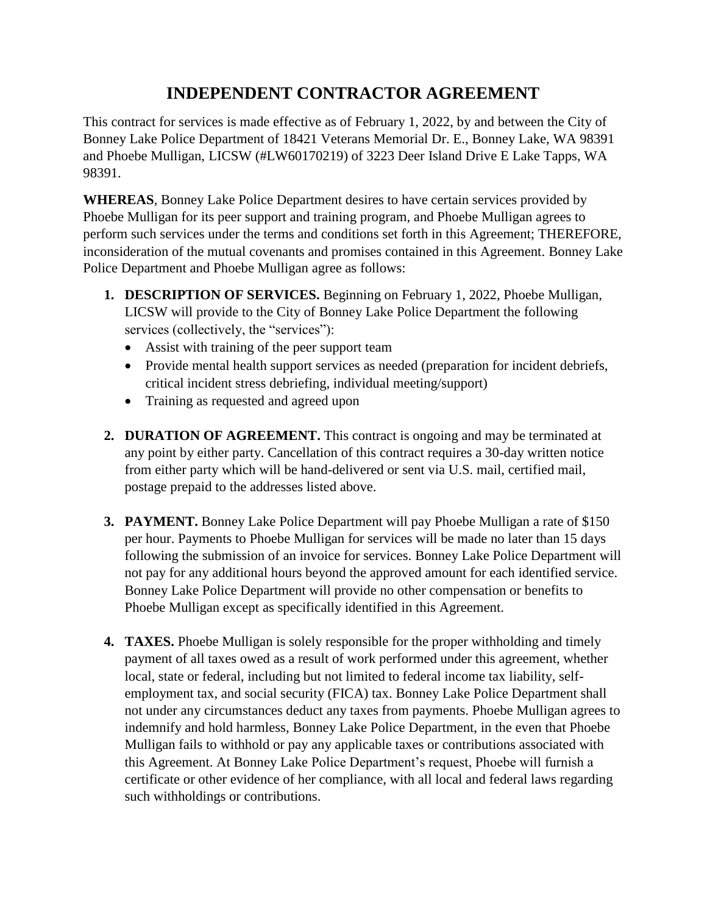# INDEPENDENT CONTRACTOR AGREEMENT

This contract for services is made effective as of February 1, 2022, by and between the City of Bonney Lake Police Department of 18421 Veterans Memorial Dr. E., Bonney Lake, WA 98391 and Phoebe Mulligan, LICSW (#LW60170219) of 3223 Deer Island Drive E Lake Tapps, WA 98391.

**WHEREAS**, Bonney Lake Police Department desires to have certain services provided by Phoebe Mulligan for its peer support and training program, and Phoebe Mulligan agrees to perform such services under the terms and conditions set forth in this Agreement; THEREFORE, inconsideration of the mutual covenants and promises contained in this Agreement. Bonney Lake Police Department and Phoebe Mulligan agree as follows:

1. **DESCRIPTION OF SERVICES.** Beginning on February 1, 2022, Phoebe Mulligan, LICSW will provide to the City of Bonney Lake Police Department the following services (collectively, the "services"):
   - Assist with training of the peer support team
   - Provide mental health support services as needed (preparation for incident debriefs, critical incident stress debriefing, individual meeting/support)
   - Training as requested and agreed upon

2. **DURATION OF AGREEMENT.** This contract is ongoing and may be terminated at any point by either party. Cancellation of this contract requires a 30-day written notice from either party which will be hand-delivered or sent via U.S. mail, certified mail, postage prepaid to the addresses listed above.

3. **PAYMENT.** Bonney Lake Police Department will pay Phoebe Mulligan a rate of $150 per hour. Payments to Phoebe Mulligan for services will be made no later than 15 days following the submission of an invoice for services. Bonney Lake Police Department will not pay for any additional hours beyond the approved amount for each identified service. Bonney Lake Police Department will provide no other compensation or benefits to Phoebe Mulligan except as specifically identified in this Agreement.

4. **TAXES.** Phoebe Mulligan is solely responsible for the proper withholding and timely payment of all taxes owed as a result of work performed under this agreement, whether local, state or federal, including but not limited to federal income tax liability, self-employment tax, and social security (FICA) tax. Bonney Lake Police Department shall not under any circumstances deduct any taxes from payments. Phoebe Mulligan agrees to indemnify and hold harmless, Bonney Lake Police Department, in the even that Phoebe Mulligan fails to withhold or pay any applicable taxes or contributions associated with this Agreement. At Bonney Lake Police Department's request, Phoebe will furnish a certificate or other evidence of her compliance, with all local and federal laws regarding such withholdings or contributions.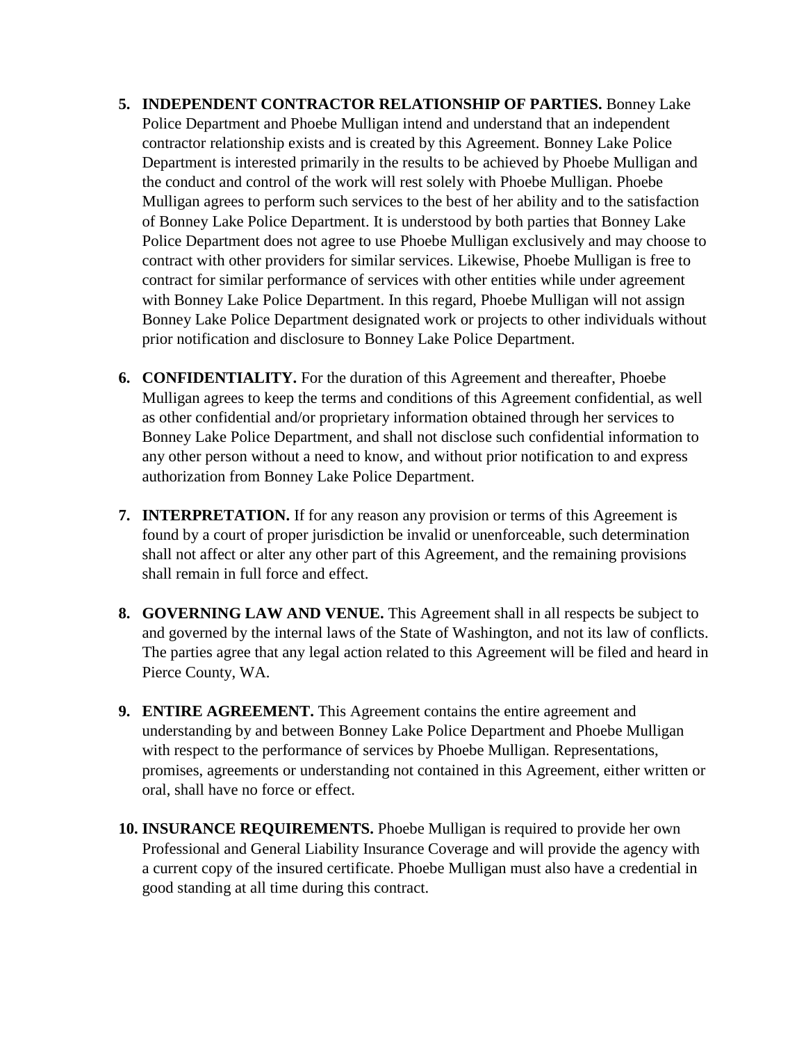5. **INDEPENDENT CONTRACTOR RELATIONSHIP OF PARTIES.** Bonney Lake Police Department and Phoebe Mulligan intend and understand that an independent contractor relationship exists and is created by this Agreement. Bonney Lake Police Department is interested primarily in the results to be achieved by Phoebe Mulligan and the conduct and control of the work will rest solely with Phoebe Mulligan. Phoebe Mulligan agrees to perform such services to the best of her ability and to the satisfaction of Bonney Lake Police Department. It is understood by both parties that Bonney Lake Police Department does not agree to use Phoebe Mulligan exclusively and may choose to contract with other providers for similar services. Likewise, Phoebe Mulligan is free to contract for similar performance of services with other entities while under agreement with Bonney Lake Police Department. In this regard, Phoebe Mulligan will not assign Bonney Lake Police Department designated work or projects to other individuals without prior notification and disclosure to Bonney Lake Police Department.

6. **CONFIDENTIALITY.** For the duration of this Agreement and thereafter, Phoebe Mulligan agrees to keep the terms and conditions of this Agreement confidential, as well as other confidential and/or proprietary information obtained through her services to Bonney Lake Police Department, and shall not disclose such confidential information to any other person without a need to know, and without prior notification to and express authorization from Bonney Lake Police Department.

7. **INTERPRETATION.** If for any reason any provision or terms of this Agreement is found by a court of proper jurisdiction be invalid or unenforceable, such determination shall not affect or alter any other part of this Agreement, and the remaining provisions shall remain in full force and effect.

8. **GOVERNING LAW AND VENUE.** This Agreement shall in all respects be subject to and governed by the internal laws of the State of Washington, and not its law of conflicts. The parties agree that any legal action related to this Agreement will be filed and heard in Pierce County, WA.

9. **ENTIRE AGREEMENT.** This Agreement contains the entire agreement and understanding by and between Bonney Lake Police Department and Phoebe Mulligan with respect to the performance of services by Phoebe Mulligan. Representations, promises, agreements or understanding not contained in this Agreement, either written or oral, shall have no force or effect.

10. **INSURANCE REQUIREMENTS.** Phoebe Mulligan is required to provide her own Professional and General Liability Insurance Coverage and will provide the agency with a current copy of the insured certificate. Phoebe Mulligan must also have a credential in good standing at all time during this contract.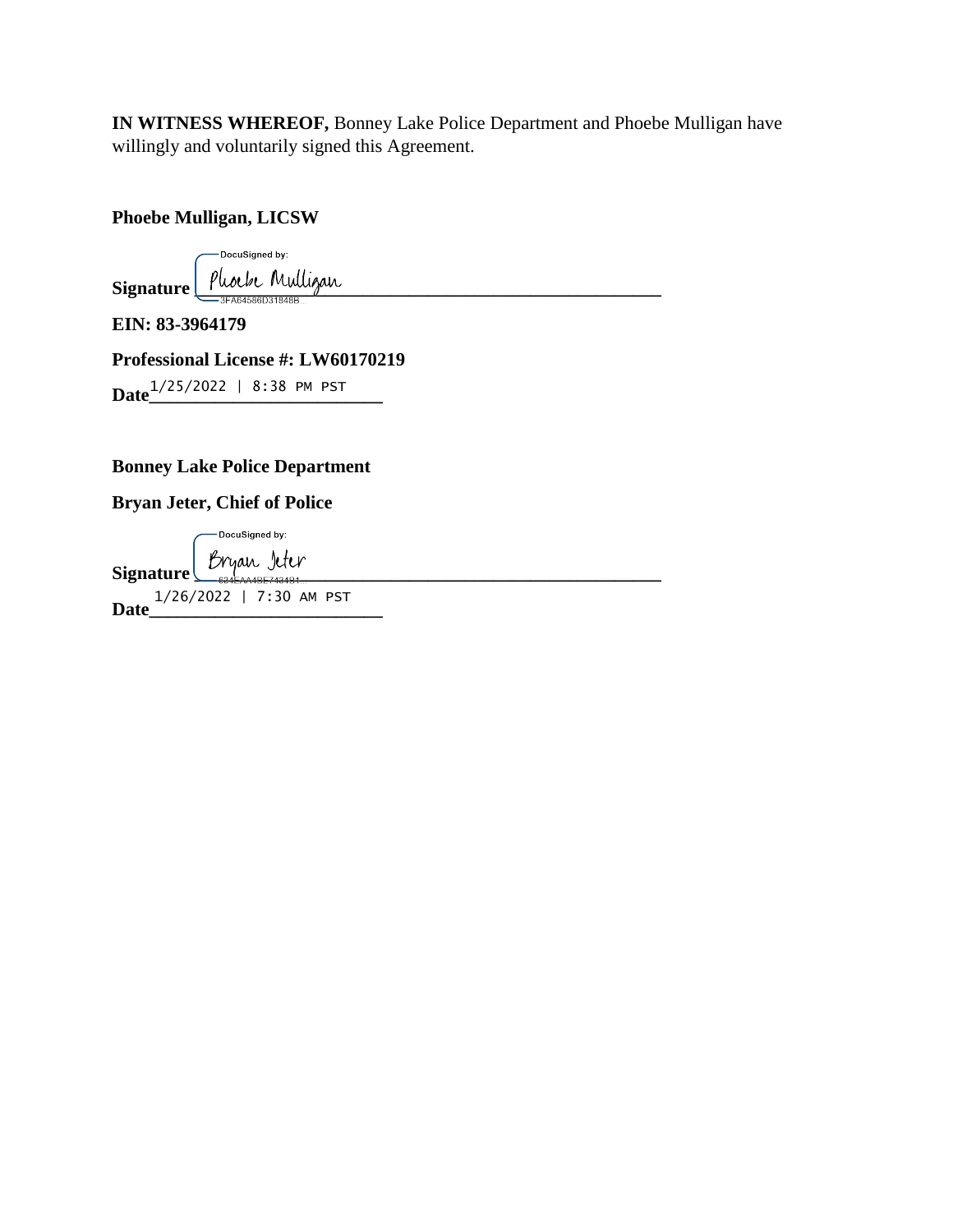**IN WITNESS WHEREOF,** Bonney Lake Police Department and Phoebe Mulligan have willingly and voluntarily signed this Agreement.

**Phoebe Mulligan, LICSW**

**Signature** DocuSigned by: Phoebe Mulligan 3FA64586D31848B...

**EIN: 83-3964179**

**Professional License #: LW60170219**

**Date** 1/25/2022 | 8:38 PM PST

**Bonney Lake Police Department**

**Bryan Jeter, Chief of Police**

**Signature** DocuSigned by: Bryan Jeter 634EAA48E743481...

**Date** 1/26/2022 | 7:30 AM PST